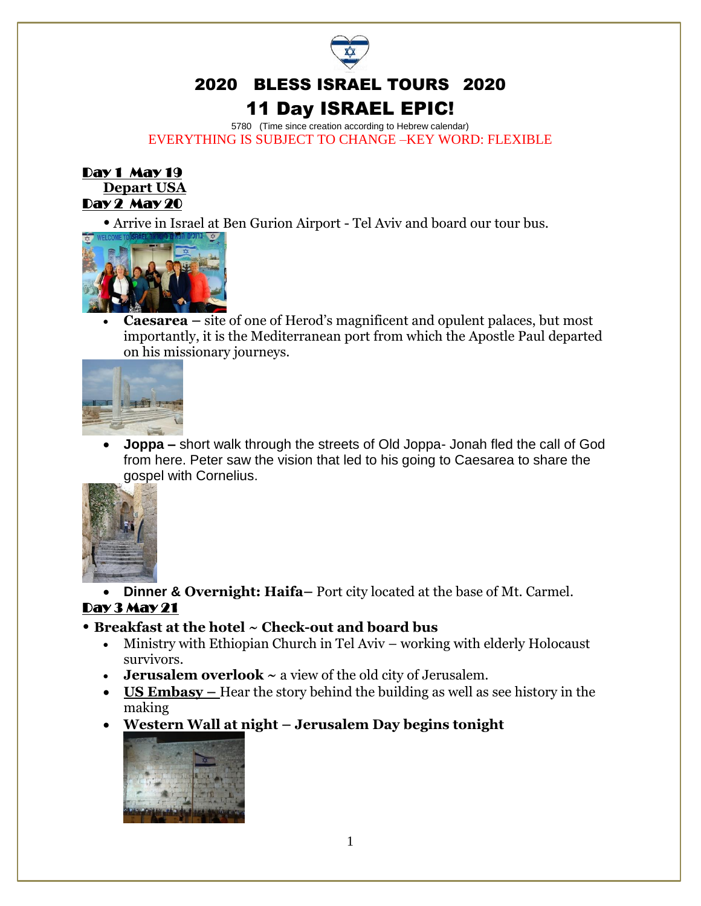# 2020 BLESS ISRAEL TOURS 2020

# 11 Day ISRAEL EPIC!

5780 (Time since creation according to Hebrew calendar)

EVERYTHING IS SUBJECT TO CHANGE –KEY WORD: FLEXIBLE

**Day 1 May 19**

**Depart USA**

**Day 2 May 20**

- Arrive in Israel at Ben Gurion Airport - Tel Aviv and board our tour bus.
- **Caesarea –** site of one of Herod's magnificent and opulent palaces, but most importantly, it is the Mediterranean port from which the Apostle Paul departed on his missionary journeys.
- **Joppa –** short walk through the streets of Old Joppa- Jonah fled the call of God from here. Peter saw the vision that led to his going to Caesarea to share the gospel with Cornelius.
- **Dinner & Overnight: Haifa–** Port city located at the base of Mt. Carmel.

**Day 3 May 21**

- **Breakfast at the hotel ~ Check-out and board bus**
  - Ministry with Ethiopian Church in Tel Aviv – working with elderly Holocaust survivors.
  - **Jerusalem overlook** ~ a view of the old city of Jerusalem.
  - **US Embasy –** Hear the story behind the building as well as see history in the making
  - **Western Wall at night – Jerusalem Day begins tonight**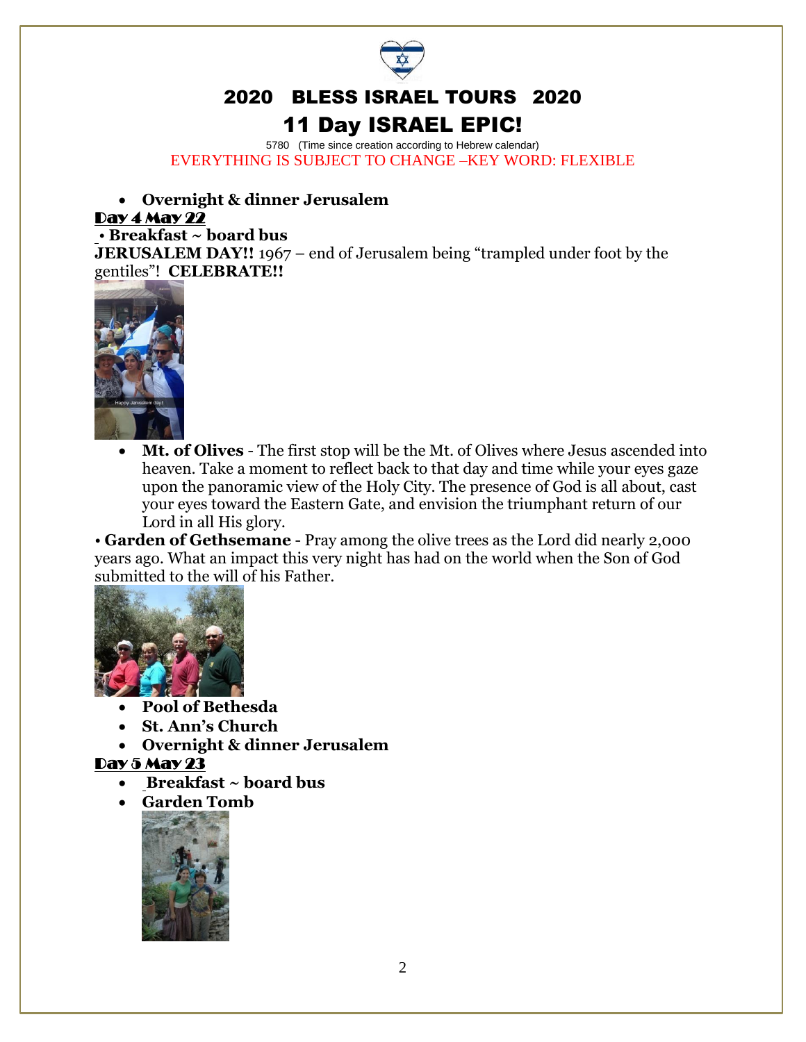# 2020 BLESS ISRAEL TOURS 2020

## 11 Day ISRAEL EPIC!

5780 (Time since creation according to Hebrew calendar)

EVERYTHING IS SUBJECT TO CHANGE –KEY WORD: FLEXIBLE

- **Overnight & dinner Jerusalem**

**Day 4 May 22**

• **Breakfast ~ board bus**

**JERUSALEM DAY!!** 1967 – end of Jerusalem being "trampled under foot by the gentiles"! **CELEBRATE!!**

- **Mt. of Olives** - The first stop will be the Mt. of Olives where Jesus ascended into heaven. Take a moment to reflect back to that day and time while your eyes gaze upon the panoramic view of the Holy City. The presence of God is all about, cast your eyes toward the Eastern Gate, and envision the triumphant return of our Lord in all His glory.

• **Garden of Gethsemane** - Pray among the olive trees as the Lord did nearly 2,000 years ago. What an impact this very night has had on the world when the Son of God submitted to the will of his Father.

- **Pool of Bethesda**
- **St. Ann's Church**
- **Overnight & dinner Jerusalem**

**Day 5 May 23**

- **Breakfast ~ board bus**
- **Garden Tomb**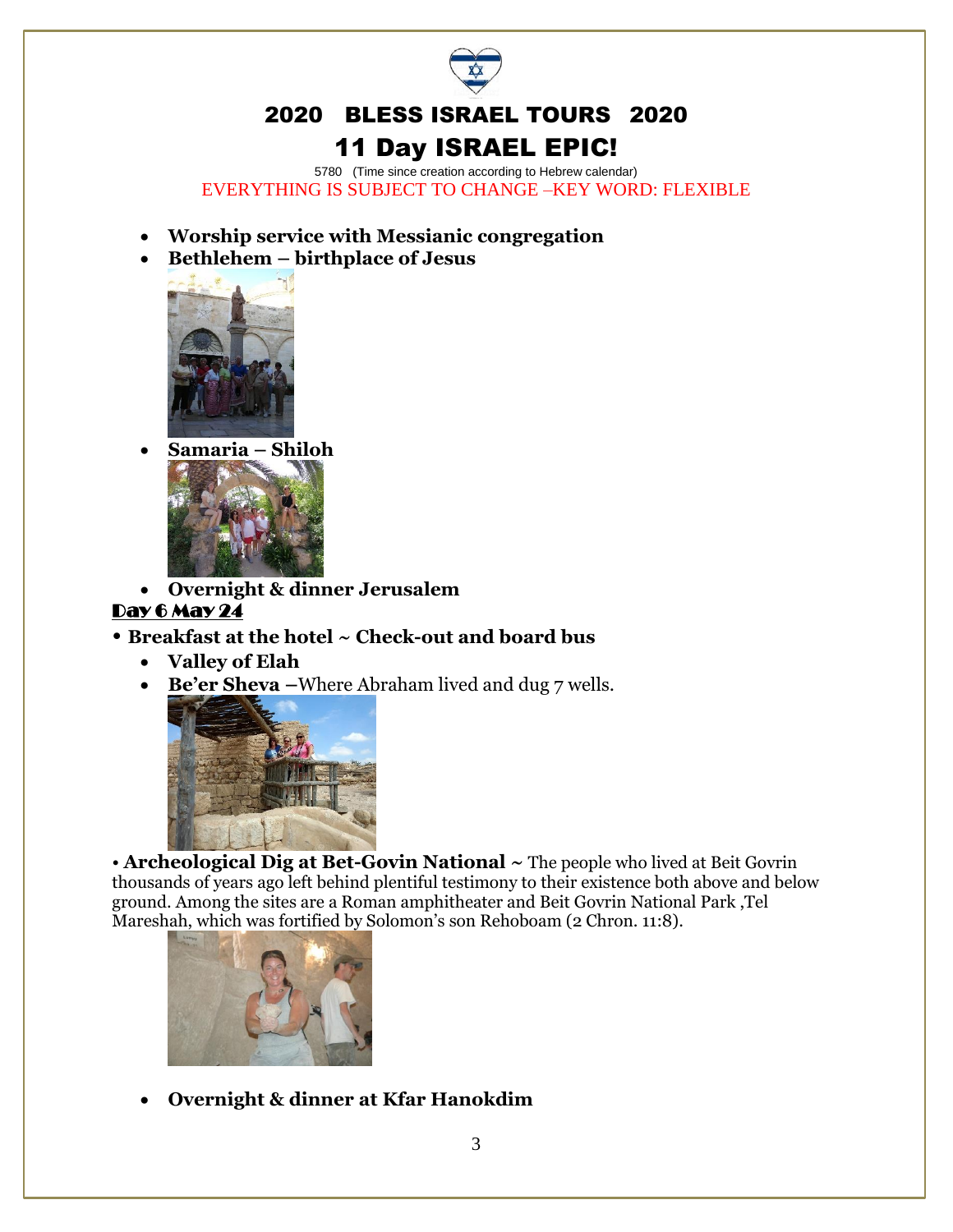# 2020 BLESS ISRAEL TOURS 2020

## 11 Day ISRAEL EPIC!

5780 (Time since creation according to Hebrew calendar)

EVERYTHING IS SUBJECT TO CHANGE –KEY WORD: FLEXIBLE

- **Worship service with Messianic congregation**
- **Bethlehem – birthplace of Jesus**
- **Samaria – Shiloh**
- **Overnight & dinner Jerusalem**

**Day 6 May 24**

- **Breakfast at the hotel ~ Check-out and board bus**
  - **Valley of Elah**
  - **Be'er Sheva –**Where Abraham lived and dug 7 wells.

• **Archeological Dig at Bet-Govin National ~** The people who lived at Beit Govrin thousands of years ago left behind plentiful testimony to their existence both above and below ground. Among the sites are a Roman amphitheater and Beit Govrin National Park ,Tel Mareshah, which was fortified by Solomon's son Rehoboam (2 Chron. 11:8).

- **Overnight & dinner at Kfar Hanokdim**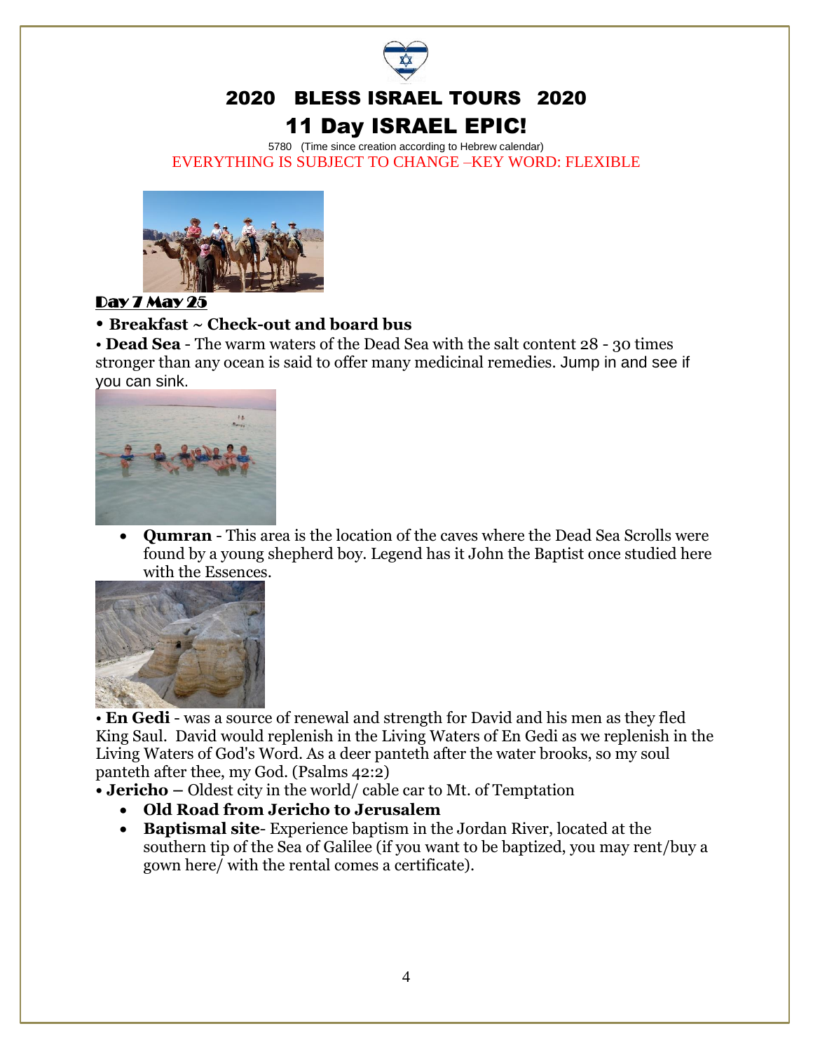# 2020 BLESS ISRAEL TOURS 2020

## 11 Day ISRAEL EPIC!

5780 (Time since creation according to Hebrew calendar)

EVERYTHING IS SUBJECT TO CHANGE –KEY WORD: FLEXIBLE

### Day 7 May 25

- **Breakfast ~ Check-out and board bus**
- **Dead Sea** - The warm waters of the Dead Sea with the salt content 28 - 30 times stronger than any ocean is said to offer many medicinal remedies. Jump in and see if you can sink.
- **Qumran** - This area is the location of the caves where the Dead Sea Scrolls were found by a young shepherd boy. Legend has it John the Baptist once studied here with the Essences.
- **En Gedi** - was a source of renewal and strength for David and his men as they fled King Saul. David would replenish in the Living Waters of En Gedi as we replenish in the Living Waters of God's Word. As a deer panteth after the water brooks, so my soul panteth after thee, my God. (Psalms 42:2)
- **Jericho** – Oldest city in the world/ cable car to Mt. of Temptation
  - **Old Road from Jericho to Jerusalem**
  - **Baptismal site**- Experience baptism in the Jordan River, located at the southern tip of the Sea of Galilee (if you want to be baptized, you may rent/buy a gown here/ with the rental comes a certificate).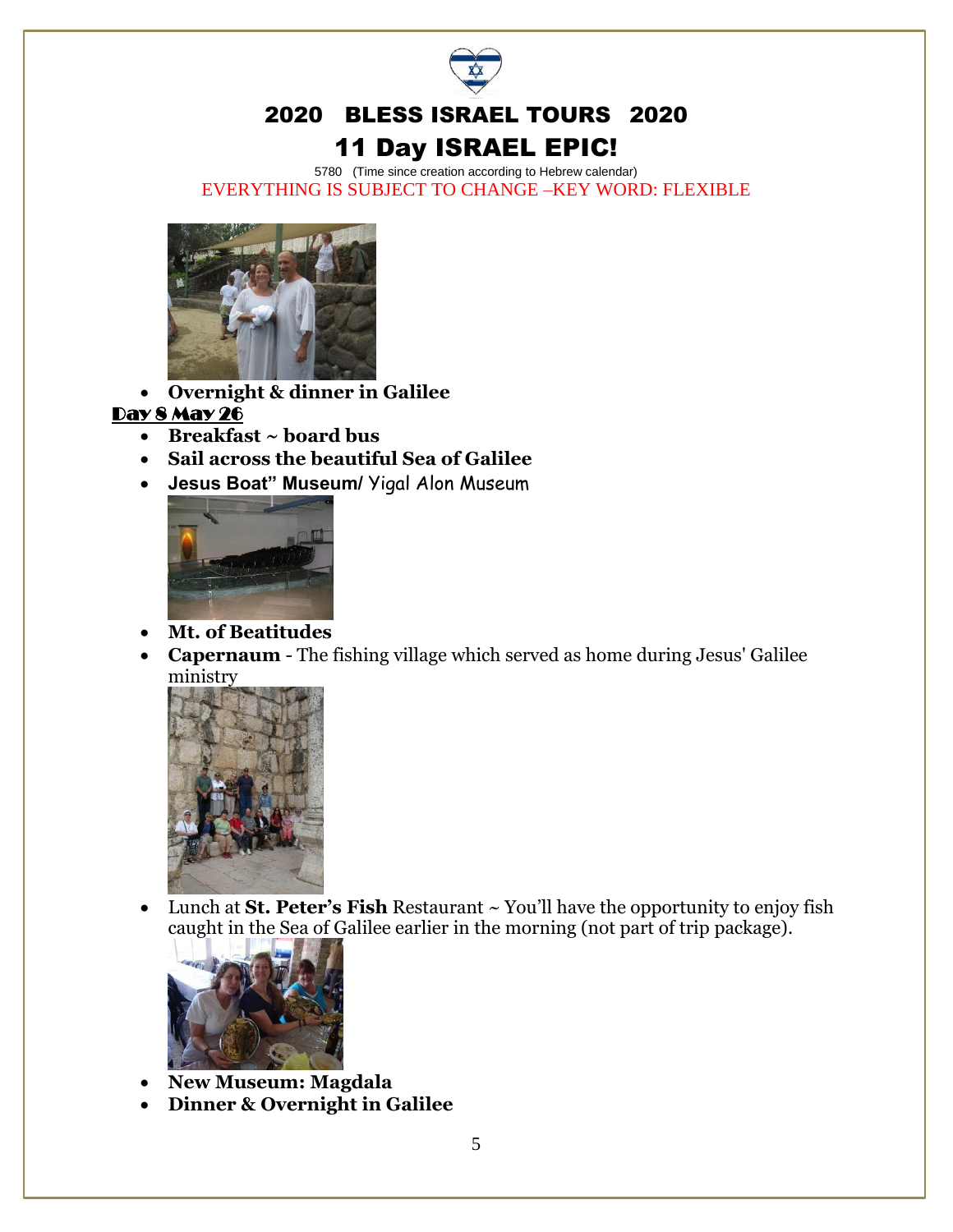# 2020 BLESS ISRAEL TOURS 2020

## 11 Day ISRAEL EPIC!

5780 (Time since creation according to Hebrew calendar)

EVERYTHING IS SUBJECT TO CHANGE –KEY WORD: FLEXIBLE

- **Overnight & dinner in Galilee**

**Day 8 May 26**

- **Breakfast ~ board bus**
- **Sail across the beautiful Sea of Galilee**
- **Jesus Boat" Museum/** Yigal Alon Museum
- **Mt. of Beatitudes**
- **Capernaum** - The fishing village which served as home during Jesus' Galilee ministry
- Lunch at **St. Peter's Fish** Restaurant ~ You'll have the opportunity to enjoy fish caught in the Sea of Galilee earlier in the morning (not part of trip package).
- **New Museum: Magdala**
- **Dinner & Overnight in Galilee**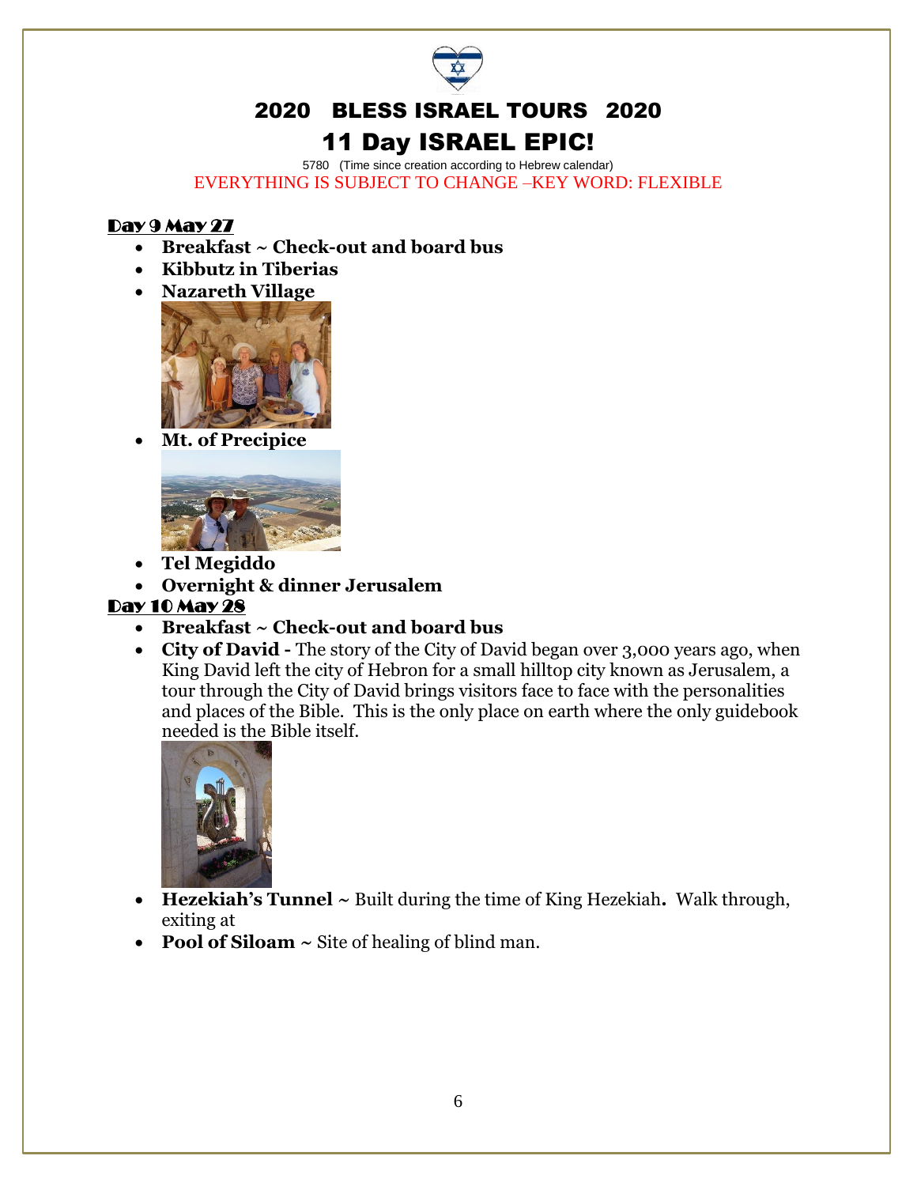# 2020 BLESS ISRAEL TOURS 2020

# 11 Day ISRAEL EPIC!

5780 (Time since creation according to Hebrew calendar)

EVERYTHING IS SUBJECT TO CHANGE –KEY WORD: FLEXIBLE

## Day 9 May 27

- **Breakfast ~ Check-out and board bus**
- **Kibbutz in Tiberias**
- **Nazareth Village**
- **Mt. of Precipice**
- **Tel Megiddo**
- **Overnight & dinner Jerusalem**

## Day 10 May 28

- **Breakfast ~ Check-out and board bus**
- **City of David -** The story of the City of David began over 3,000 years ago, when King David left the city of Hebron for a small hilltop city known as Jerusalem, a tour through the City of David brings visitors face to face with the personalities and places of the Bible. This is the only place on earth where the only guidebook needed is the Bible itself.
- **Hezekiah's Tunnel ~** Built during the time of King Hezekiah**.** Walk through, exiting at
- **Pool of Siloam ~** Site of healing of blind man.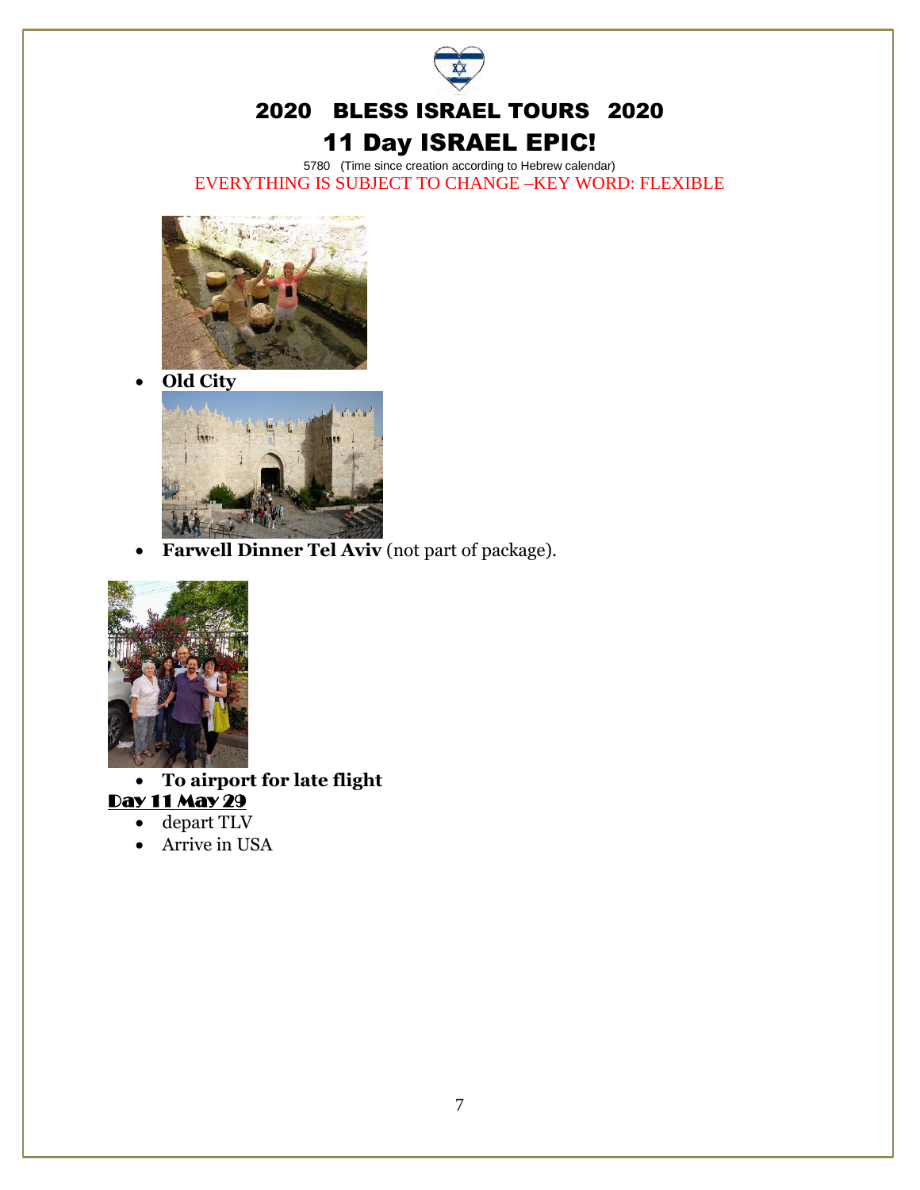# 2020 BLESS ISRAEL TOURS 2020

## 11 Day ISRAEL EPIC!

5780 (Time since creation according to Hebrew calendar)

EVERYTHING IS SUBJECT TO CHANGE –KEY WORD: FLEXIBLE

- **Old City**
- **Farwell Dinner Tel Aviv** (not part of package).
- **To airport for late flight**

**Day 11 May 29**

- depart TLV
- Arrive in USA